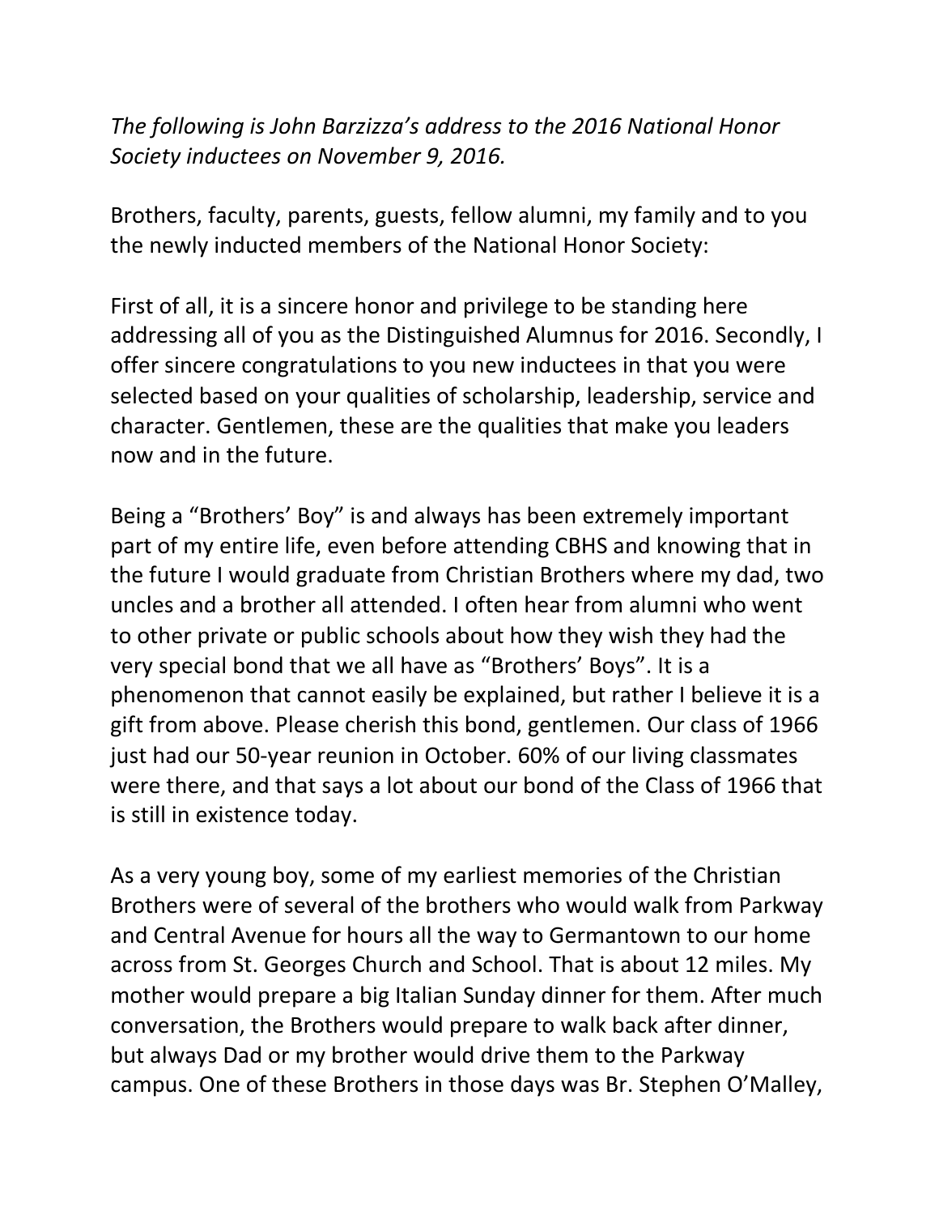*The following is John Barzizza's address to the 2016 National Honor Society inductees on November 9, 2016.*

Brothers, faculty, parents, guests, fellow alumni, my family and to you the newly inducted members of the National Honor Society:

First of all, it is a sincere honor and privilege to be standing here addressing all of you as the Distinguished Alumnus for 2016. Secondly, I offer sincere congratulations to you new inductees in that you were selected based on your qualities of scholarship, leadership, service and character. Gentlemen, these are the qualities that make you leaders now and in the future.

Being a "Brothers' Boy" is and always has been extremely important part of my entire life, even before attending CBHS and knowing that in the future I would graduate from Christian Brothers where my dad, two uncles and a brother all attended. I often hear from alumni who went to other private or public schools about how they wish they had the very special bond that we all have as "Brothers' Boys". It is a phenomenon that cannot easily be explained, but rather I believe it is a gift from above. Please cherish this bond, gentlemen. Our class of 1966 just had our 50-year reunion in October. 60% of our living classmates were there, and that says a lot about our bond of the Class of 1966 that is still in existence today.

As a very young boy, some of my earliest memories of the Christian Brothers were of several of the brothers who would walk from Parkway and Central Avenue for hours all the way to Germantown to our home across from St. Georges Church and School. That is about 12 miles. My mother would prepare a big Italian Sunday dinner for them. After much conversation, the Brothers would prepare to walk back after dinner, but always Dad or my brother would drive them to the Parkway campus. One of these Brothers in those days was Br. Stephen O'Malley,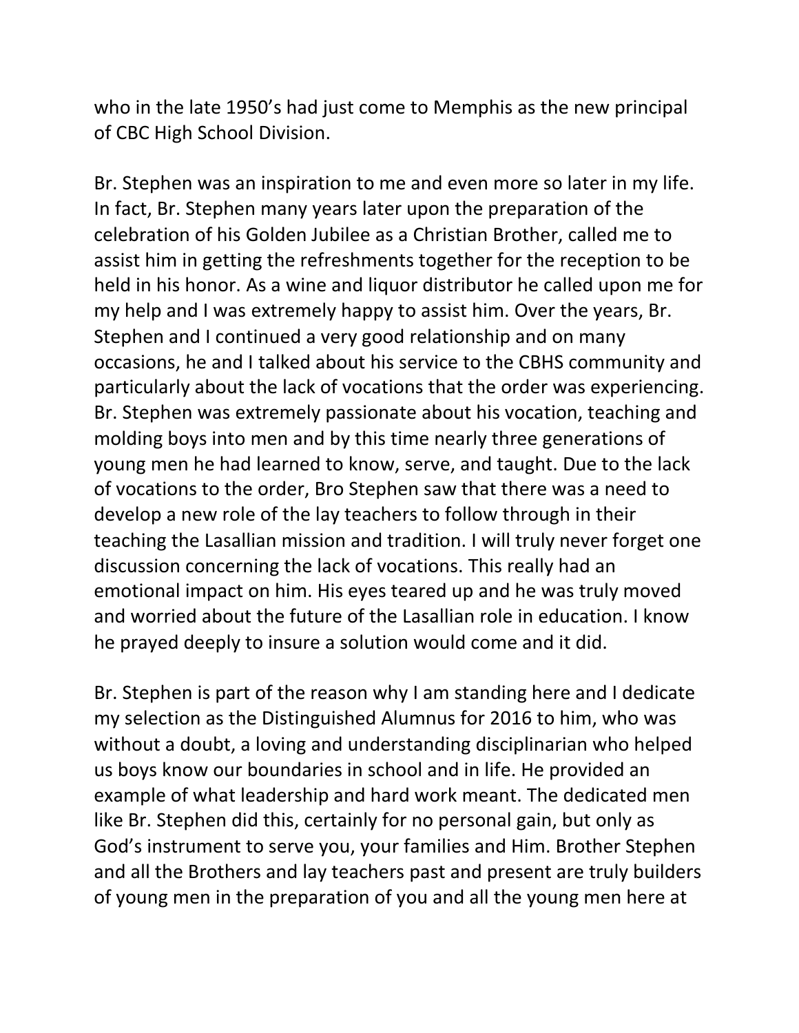who in the late 1950's had just come to Memphis as the new principal of CBC High School Division.

Br. Stephen was an inspiration to me and even more so later in my life. In fact, Br. Stephen many years later upon the preparation of the celebration of his Golden Jubilee as a Christian Brother, called me to assist him in getting the refreshments together for the reception to be held in his honor. As a wine and liquor distributor he called upon me for my help and I was extremely happy to assist him. Over the years, Br. Stephen and I continued a very good relationship and on many occasions, he and I talked about his service to the CBHS community and particularly about the lack of vocations that the order was experiencing. Br. Stephen was extremely passionate about his vocation, teaching and molding boys into men and by this time nearly three generations of young men he had learned to know, serve, and taught. Due to the lack of vocations to the order, Bro Stephen saw that there was a need to develop a new role of the lay teachers to follow through in their teaching the Lasallian mission and tradition. I will truly never forget one discussion concerning the lack of vocations. This really had an emotional impact on him. His eyes teared up and he was truly moved and worried about the future of the Lasallian role in education. I know he prayed deeply to insure a solution would come and it did.

Br. Stephen is part of the reason why I am standing here and I dedicate my selection as the Distinguished Alumnus for 2016 to him, who was without a doubt, a loving and understanding disciplinarian who helped us boys know our boundaries in school and in life. He provided an example of what leadership and hard work meant. The dedicated men like Br. Stephen did this, certainly for no personal gain, but only as God's instrument to serve you, your families and Him. Brother Stephen and all the Brothers and lay teachers past and present are truly builders of young men in the preparation of you and all the young men here at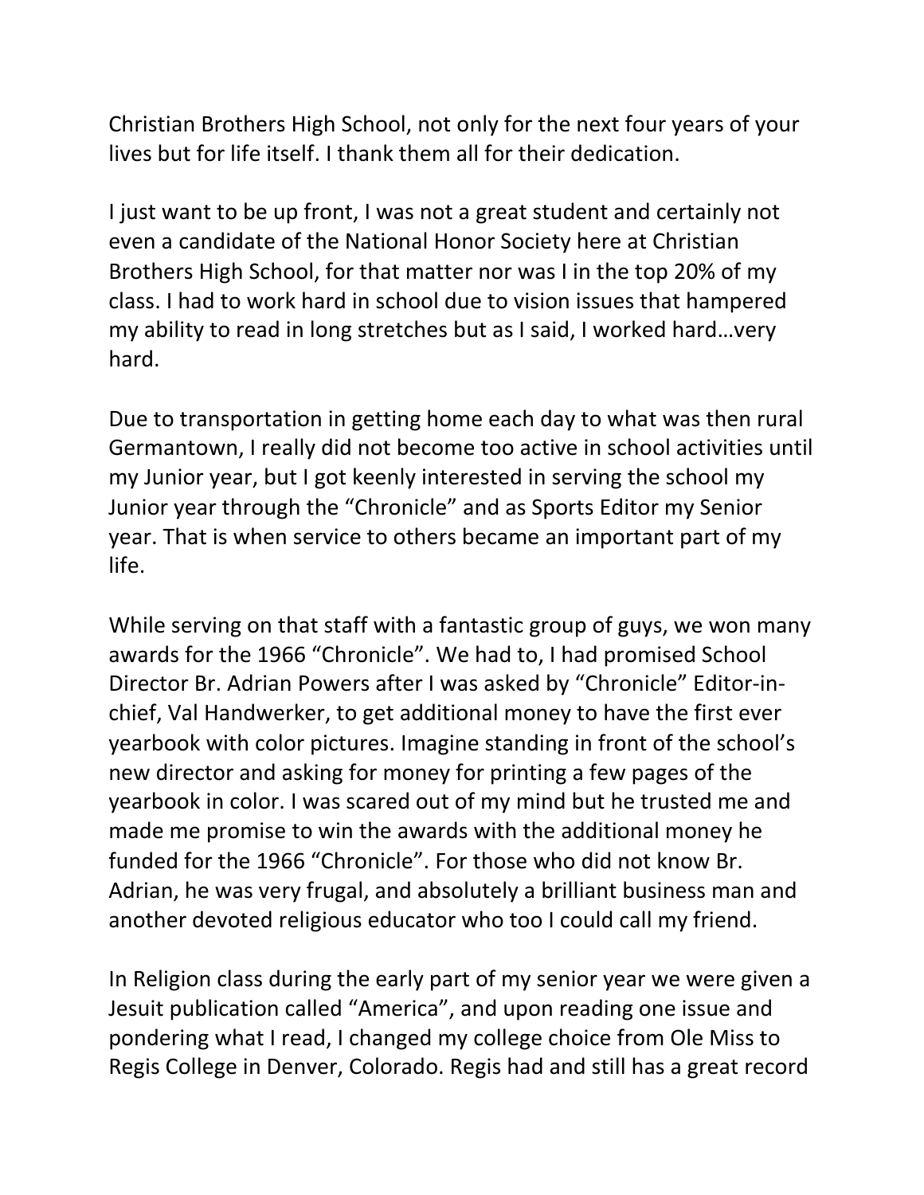Christian Brothers High School, not only for the next four years of your lives but for life itself. I thank them all for their dedication.

I just want to be up front, I was not a great student and certainly not even a candidate of the National Honor Society here at Christian Brothers High School, for that matter nor was I in the top 20% of my class. I had to work hard in school due to vision issues that hampered my ability to read in long stretches but as I said, I worked hard…very hard.

Due to transportation in getting home each day to what was then rural Germantown, I really did not become too active in school activities until my Junior year, but I got keenly interested in serving the school my Junior year through the "Chronicle" and as Sports Editor my Senior year. That is when service to others became an important part of my life.

While serving on that staff with a fantastic group of guys, we won many awards for the 1966 "Chronicle". We had to, I had promised School Director Br. Adrian Powers after I was asked by "Chronicle" Editor-in-chief, Val Handwerker, to get additional money to have the first ever yearbook with color pictures. Imagine standing in front of the school's new director and asking for money for printing a few pages of the yearbook in color. I was scared out of my mind but he trusted me and made me promise to win the awards with the additional money he funded for the 1966 "Chronicle". For those who did not know Br. Adrian, he was very frugal, and absolutely a brilliant business man and another devoted religious educator who too I could call my friend.

In Religion class during the early part of my senior year we were given a Jesuit publication called "America", and upon reading one issue and pondering what I read, I changed my college choice from Ole Miss to Regis College in Denver, Colorado. Regis had and still has a great record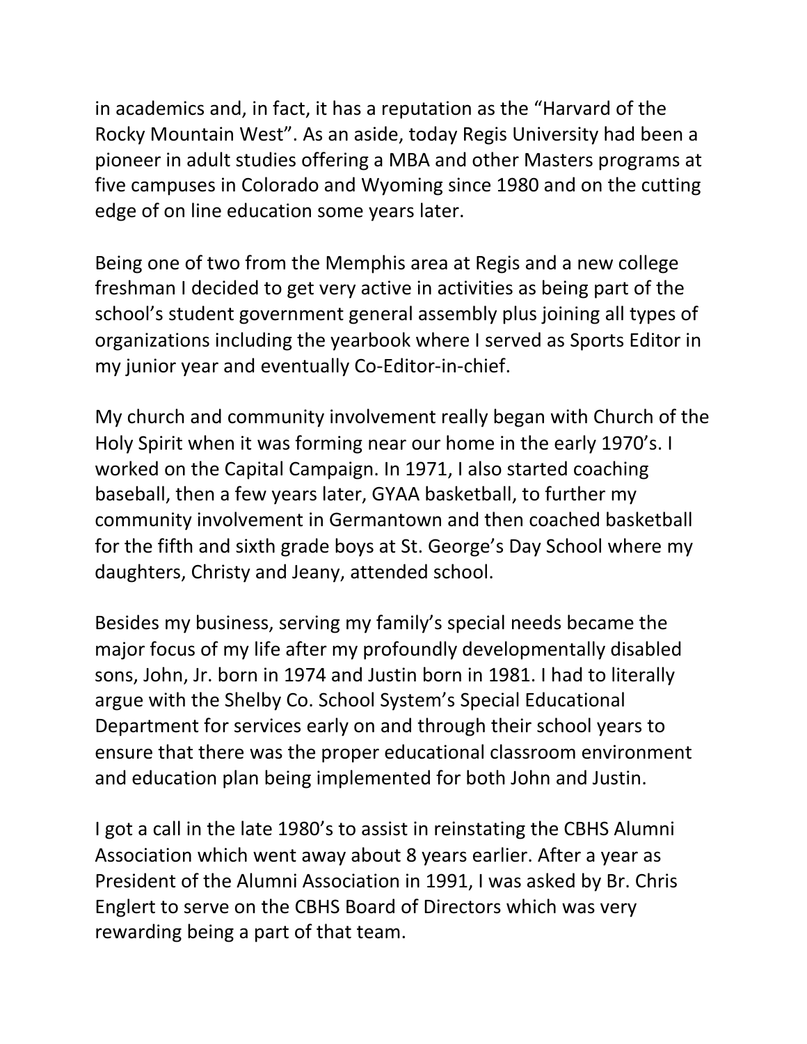in academics and, in fact, it has a reputation as the "Harvard of the Rocky Mountain West". As an aside, today Regis University had been a pioneer in adult studies offering a MBA and other Masters programs at five campuses in Colorado and Wyoming since 1980 and on the cutting edge of on line education some years later.

Being one of two from the Memphis area at Regis and a new college freshman I decided to get very active in activities as being part of the school's student government general assembly plus joining all types of organizations including the yearbook where I served as Sports Editor in my junior year and eventually Co-Editor-in-chief.

My church and community involvement really began with Church of the Holy Spirit when it was forming near our home in the early 1970's. I worked on the Capital Campaign. In 1971, I also started coaching baseball, then a few years later, GYAA basketball, to further my community involvement in Germantown and then coached basketball for the fifth and sixth grade boys at St. George's Day School where my daughters, Christy and Jeany, attended school.

Besides my business, serving my family's special needs became the major focus of my life after my profoundly developmentally disabled sons, John, Jr. born in 1974 and Justin born in 1981. I had to literally argue with the Shelby Co. School System's Special Educational Department for services early on and through their school years to ensure that there was the proper educational classroom environment and education plan being implemented for both John and Justin.

I got a call in the late 1980's to assist in reinstating the CBHS Alumni Association which went away about 8 years earlier. After a year as President of the Alumni Association in 1991, I was asked by Br. Chris Englert to serve on the CBHS Board of Directors which was very rewarding being a part of that team.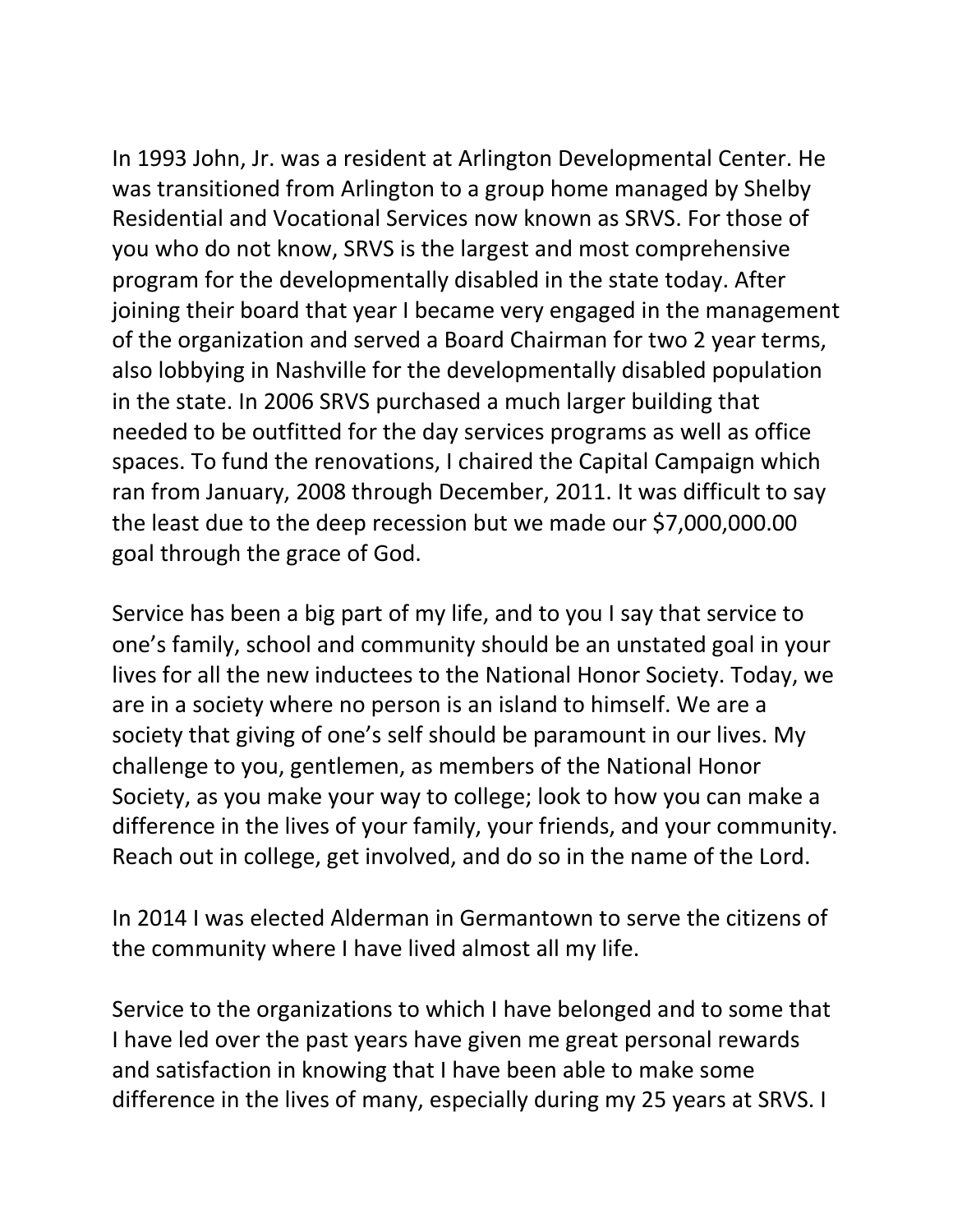In 1993 John, Jr. was a resident at Arlington Developmental Center. He was transitioned from Arlington to a group home managed by Shelby Residential and Vocational Services now known as SRVS. For those of you who do not know, SRVS is the largest and most comprehensive program for the developmentally disabled in the state today. After joining their board that year I became very engaged in the management of the organization and served a Board Chairman for two 2 year terms, also lobbying in Nashville for the developmentally disabled population in the state. In 2006 SRVS purchased a much larger building that needed to be outfitted for the day services programs as well as office spaces. To fund the renovations, I chaired the Capital Campaign which ran from January, 2008 through December, 2011. It was difficult to say the least due to the deep recession but we made our $7,000,000.00 goal through the grace of God.

Service has been a big part of my life, and to you I say that service to one's family, school and community should be an unstated goal in your lives for all the new inductees to the National Honor Society. Today, we are in a society where no person is an island to himself. We are a society that giving of one's self should be paramount in our lives. My challenge to you, gentlemen, as members of the National Honor Society, as you make your way to college; look to how you can make a difference in the lives of your family, your friends, and your community. Reach out in college, get involved, and do so in the name of the Lord.

In 2014 I was elected Alderman in Germantown to serve the citizens of the community where I have lived almost all my life.

Service to the organizations to which I have belonged and to some that I have led over the past years have given me great personal rewards and satisfaction in knowing that I have been able to make some difference in the lives of many, especially during my 25 years at SRVS. I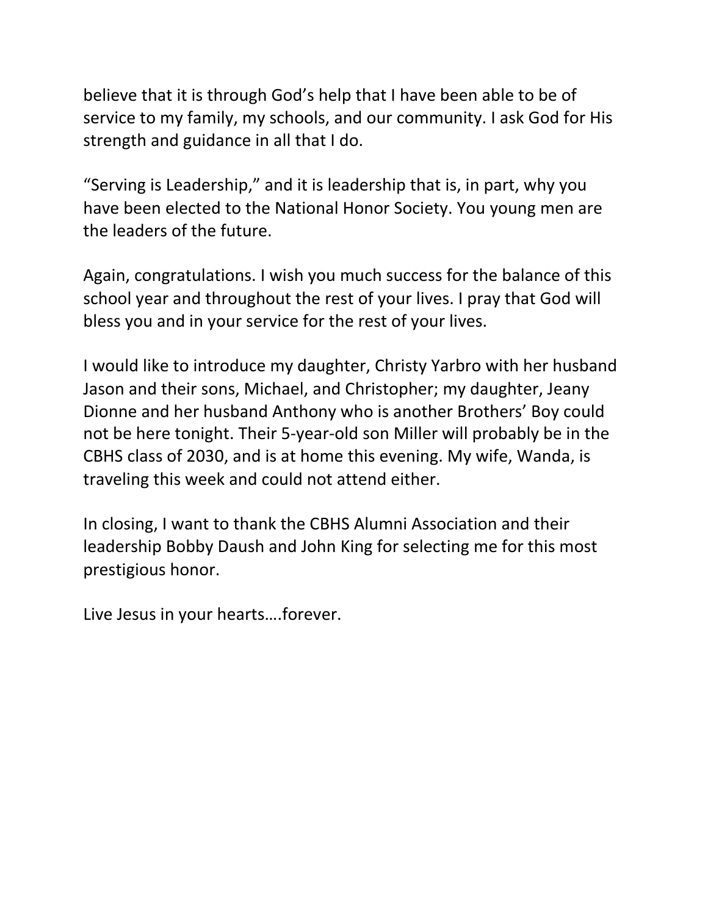believe that it is through God's help that I have been able to be of service to my family, my schools, and our community. I ask God for His strength and guidance in all that I do.

"Serving is Leadership," and it is leadership that is, in part, why you have been elected to the National Honor Society. You young men are the leaders of the future.

Again, congratulations. I wish you much success for the balance of this school year and throughout the rest of your lives. I pray that God will bless you and in your service for the rest of your lives.

I would like to introduce my daughter, Christy Yarbro with her husband Jason and their sons, Michael, and Christopher; my daughter, Jeany Dionne and her husband Anthony who is another Brothers' Boy could not be here tonight. Their 5-year-old son Miller will probably be in the CBHS class of 2030, and is at home this evening. My wife, Wanda, is traveling this week and could not attend either.

In closing, I want to thank the CBHS Alumni Association and their leadership Bobby Daush and John King for selecting me for this most prestigious honor.

Live Jesus in your hearts….forever.